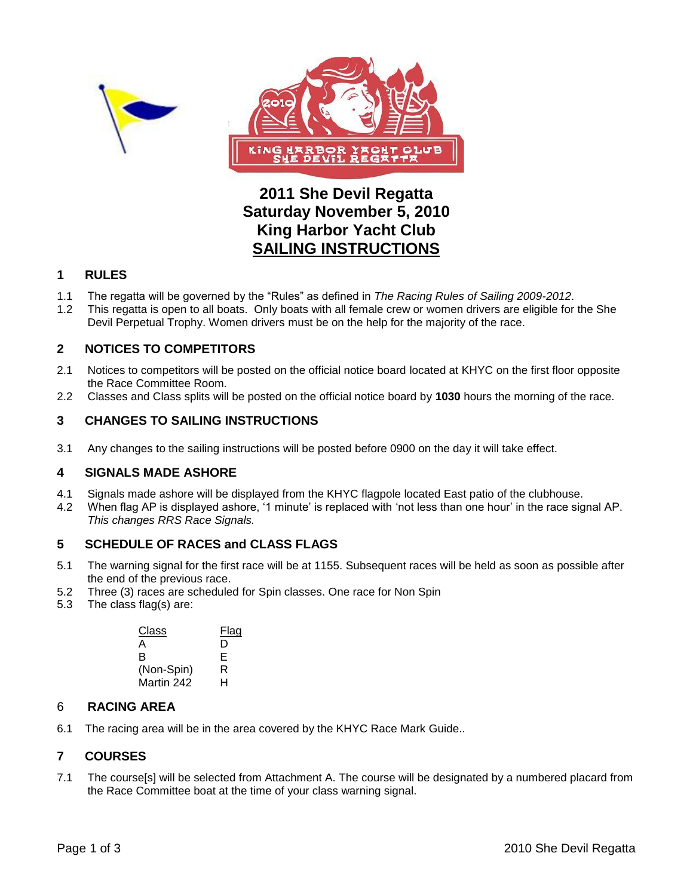# 2011 She Devil Regatta
# Saturday November 5, 2010
# King Harbor Yacht Club
# SAILING INSTRUCTIONS

## 1 RULES

1.1 The regatta will be governed by the "Rules" as defined in *The Racing Rules of Sailing 2009-2012*.

1.2 This regatta is open to all boats. Only boats with all female crew or women drivers are eligible for the She Devil Perpetual Trophy. Women drivers must be on the help for the majority of the race.

## 2 NOTICES TO COMPETITORS

2.1 Notices to competitors will be posted on the official notice board located at KHYC on the first floor opposite the Race Committee Room.

2.2 Classes and Class splits will be posted on the official notice board by **1030** hours the morning of the race.

## 3 CHANGES TO SAILING INSTRUCTIONS

3.1 Any changes to the sailing instructions will be posted before 0900 on the day it will take effect.

## 4 SIGNALS MADE ASHORE

4.1 Signals made ashore will be displayed from the KHYC flagpole located East patio of the clubhouse.

4.2 When flag AP is displayed ashore, '1 minute' is replaced with 'not less than one hour' in the race signal AP. *This changes RRS Race Signals.*

## 5 SCHEDULE OF RACES and CLASS FLAGS

5.1 The warning signal for the first race will be at 1155. Subsequent races will be held as soon as possible after the end of the previous race.

5.2 Three (3) races are scheduled for Spin classes. One race for Non Spin

5.3 The class flag(s) are:

| Class | Flag |
|---|---|
| A | D |
| B | E |
| (Non-Spin) | R |
| Martin 242 | H |

## 6 RACING AREA

6.1 The racing area will be in the area covered by the KHYC Race Mark Guide..

## 7 COURSES

7.1 The course[s] will be selected from Attachment A. The course will be designated by a numbered placard from the Race Committee boat at the time of your class warning signal.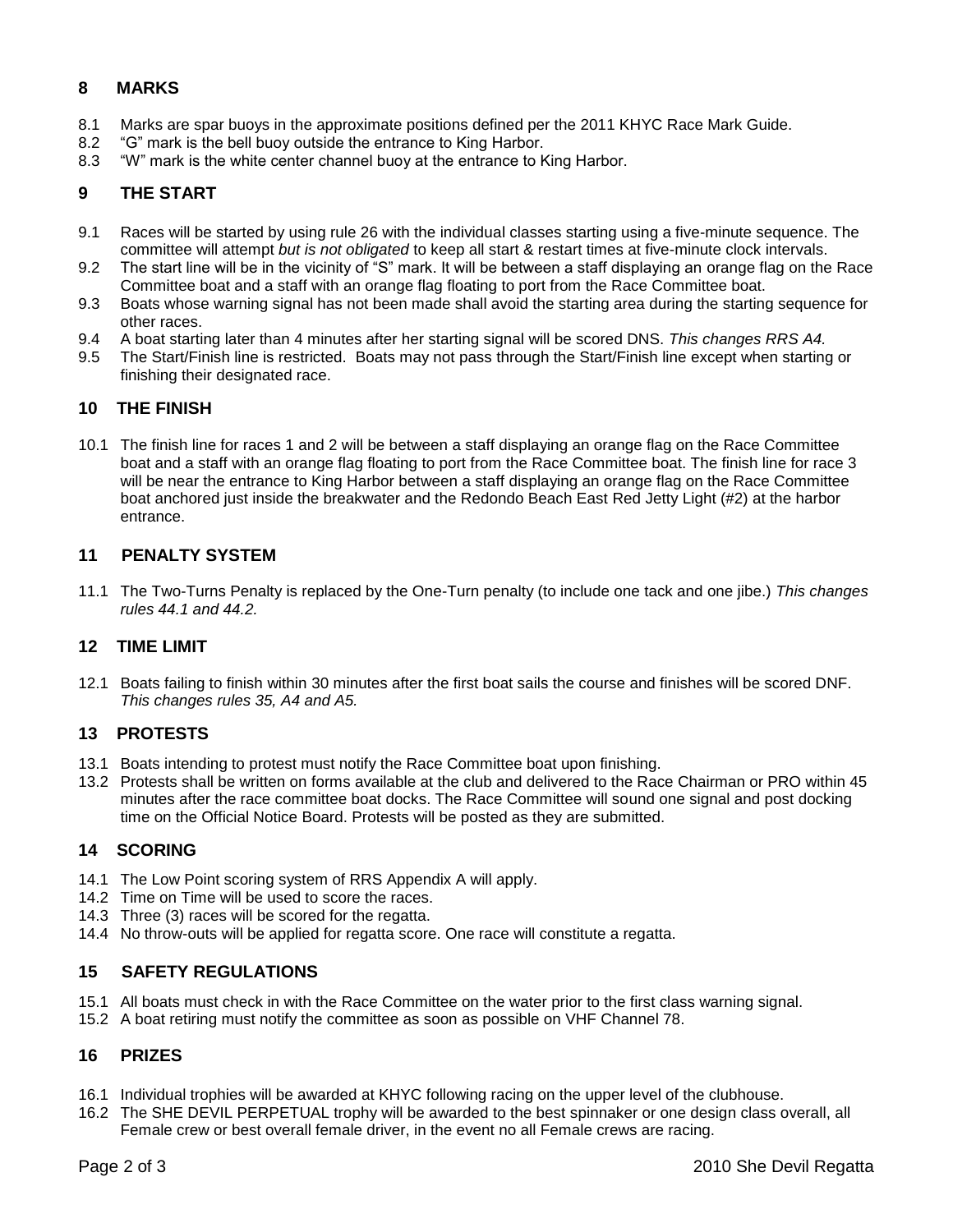## 8 MARKS

8.1 Marks are spar buoys in the approximate positions defined per the 2011 KHYC Race Mark Guide.
8.2 "G" mark is the bell buoy outside the entrance to King Harbor.
8.3 "W" mark is the white center channel buoy at the entrance to King Harbor.

## 9 THE START

9.1 Races will be started by using rule 26 with the individual classes starting using a five-minute sequence. The committee will attempt *but is not obligated* to keep all start & restart times at five-minute clock intervals.
9.2 The start line will be in the vicinity of "S" mark. It will be between a staff displaying an orange flag on the Race Committee boat and a staff with an orange flag floating to port from the Race Committee boat.
9.3 Boats whose warning signal has not been made shall avoid the starting area during the starting sequence for other races.
9.4 A boat starting later than 4 minutes after her starting signal will be scored DNS. *This changes RRS A4.*
9.5 The Start/Finish line is restricted. Boats may not pass through the Start/Finish line except when starting or finishing their designated race.

## 10 THE FINISH

10.1 The finish line for races 1 and 2 will be between a staff displaying an orange flag on the Race Committee boat and a staff with an orange flag floating to port from the Race Committee boat. The finish line for race 3 will be near the entrance to King Harbor between a staff displaying an orange flag on the Race Committee boat anchored just inside the breakwater and the Redondo Beach East Red Jetty Light (#2) at the harbor entrance.

## 11 PENALTY SYSTEM

11.1 The Two-Turns Penalty is replaced by the One-Turn penalty (to include one tack and one jibe.) *This changes rules 44.1 and 44.2.*

## 12 TIME LIMIT

12.1 Boats failing to finish within 30 minutes after the first boat sails the course and finishes will be scored DNF. *This changes rules 35, A4 and A5.*

## 13 PROTESTS

13.1 Boats intending to protest must notify the Race Committee boat upon finishing.
13.2 Protests shall be written on forms available at the club and delivered to the Race Chairman or PRO within 45 minutes after the race committee boat docks. The Race Committee will sound one signal and post docking time on the Official Notice Board. Protests will be posted as they are submitted.

## 14 SCORING

14.1 The Low Point scoring system of RRS Appendix A will apply.
14.2 Time on Time will be used to score the races.
14.3 Three (3) races will be scored for the regatta.
14.4 No throw-outs will be applied for regatta score. One race will constitute a regatta.

## 15 SAFETY REGULATIONS

15.1 All boats must check in with the Race Committee on the water prior to the first class warning signal.
15.2 A boat retiring must notify the committee as soon as possible on VHF Channel 78.

## 16 PRIZES

16.1 Individual trophies will be awarded at KHYC following racing on the upper level of the clubhouse.
16.2 The SHE DEVIL PERPETUAL trophy will be awarded to the best spinnaker or one design class overall, all Female crew or best overall female driver, in the event no all Female crews are racing.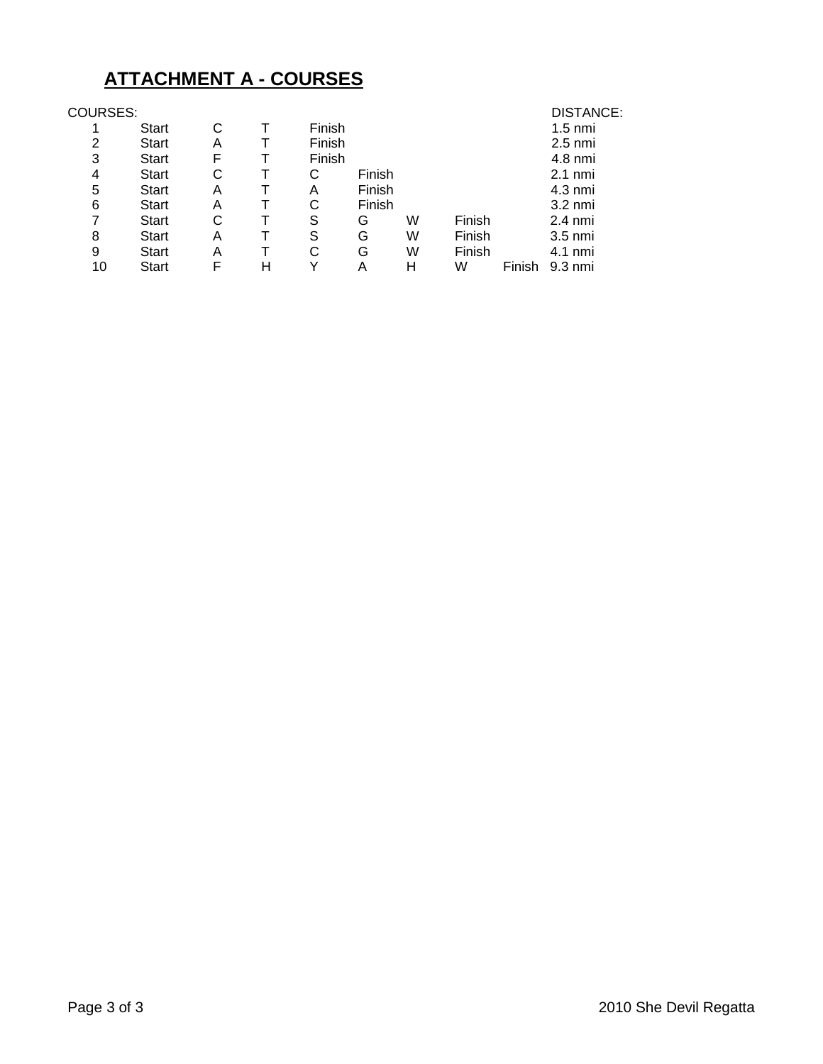## ATTACHMENT A - COURSES

| COURSES: | | | | | | | | | DISTANCE: |
|---|---|---|---|---|---|---|---|---|---|
| 1 | Start | C | T | Finish | | | | | 1.5 nmi |
| 2 | Start | A | T | Finish | | | | | 2.5 nmi |
| 3 | Start | F | T | Finish | | | | | 4.8 nmi |
| 4 | Start | C | T | C | Finish | | | | 2.1 nmi |
| 5 | Start | A | T | A | Finish | | | | 4.3 nmi |
| 6 | Start | A | T | C | Finish | | | | 3.2 nmi |
| 7 | Start | C | T | S | G | W | Finish | | 2.4 nmi |
| 8 | Start | A | T | S | G | W | Finish | | 3.5 nmi |
| 9 | Start | A | T | C | G | W | Finish | | 4.1 nmi |
| 10 | Start | F | H | Y | A | H | W | Finish | 9.3 nmi |